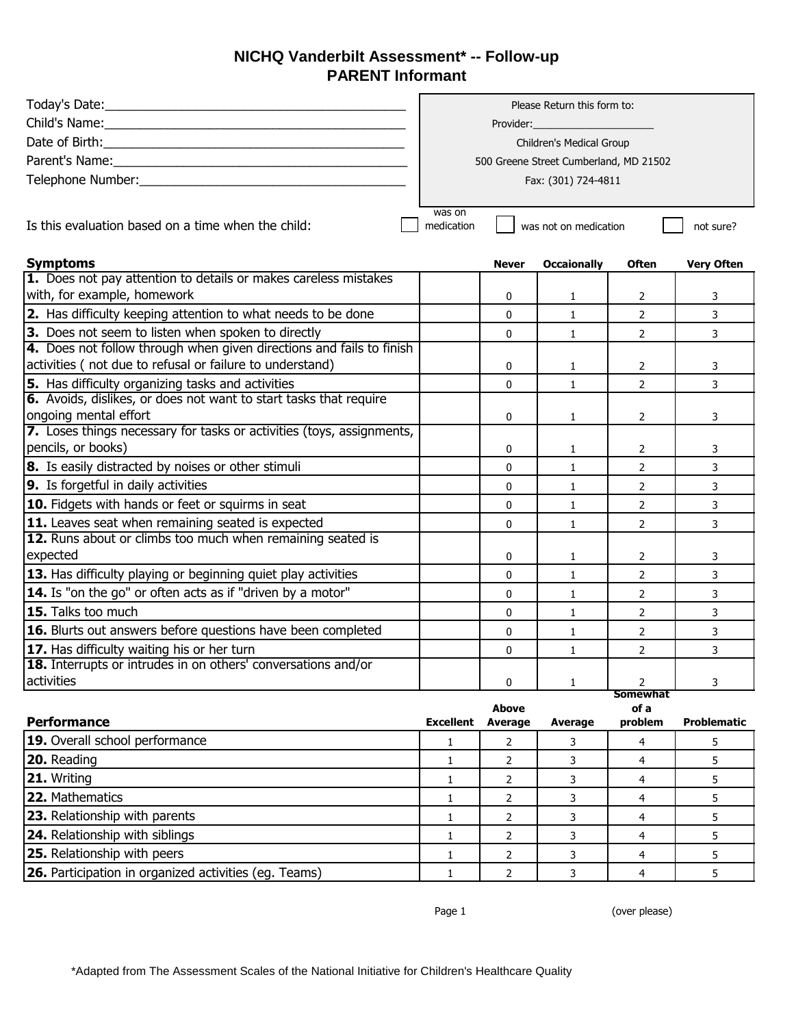# NICHQ Vanderbilt Assessment* -- Follow-up
## PARENT Informant

Today's Date:_______________________________________

Child's Name:_______________________________________

Date of Birth:_______________________________________

Parent's Name:_______________________________________

Telephone Number:___________________________________

Please Return this form to:
Provider:____________________
Children's Medical Group
500 Greene Street Cumberland, MD 21502
Fax: (301) 724-4811

Is this evaluation based on a time when the child: ☐ was on medication ☐ was not on medication ☐ not sure?

| Symptoms | | Never | Occaionally | Often | Very Often |
|---|---|---|---|---|---|
| **1.** Does not pay attention to details or makes careless mistakes with, for example, homework | | 0 | 1 | 2 | 3 |
| **2.** Has difficulty keeping attention to what needs to be done | | 0 | 1 | 2 | 3 |
| **3.** Does not seem to listen when spoken to directly | | 0 | 1 | 2 | 3 |
| **4.** Does not follow through when given directions and fails to finish activities ( not due to refusal or failure to understand) | | 0 | 1 | 2 | 3 |
| **5.** Has difficulty organizing tasks and activities | | 0 | 1 | 2 | 3 |
| **6.** Avoids, dislikes, or does not want to start tasks that require ongoing mental effort | | 0 | 1 | 2 | 3 |
| **7.** Loses things necessary for tasks or activities (toys, assignments, pencils, or books) | | 0 | 1 | 2 | 3 |
| **8.** Is easily distracted by noises or other stimuli | | 0 | 1 | 2 | 3 |
| **9.** Is forgetful in daily activities | | 0 | 1 | 2 | 3 |
| **10.** Fidgets with hands or feet or squirms in seat | | 0 | 1 | 2 | 3 |
| **11.** Leaves seat when remaining seated is expected | | 0 | 1 | 2 | 3 |
| **12.** Runs about or climbs too much when remaining seated is expected | | 0 | 1 | 2 | 3 |
| **13.** Has difficulty playing or beginning quiet play activities | | 0 | 1 | 2 | 3 |
| **14.** Is "on the go" or often acts as if "driven by a motor" | | 0 | 1 | 2 | 3 |
| **15.** Talks too much | | 0 | 1 | 2 | 3 |
| **16.** Blurts out answers before questions have been completed | | 0 | 1 | 2 | 3 |
| **17.** Has difficulty waiting his or her turn | | 0 | 1 | 2 | 3 |
| **18.** Interrupts or intrudes in on others' conversations and/or activities | | 0 | 1 | 2 | 3 |

| Performance | Excellent | Above Average | Average | Somewhat of a problem | Problematic |
|---|---|---|---|---|---|
| **19.** Overall school performance | 1 | 2 | 3 | 4 | 5 |
| **20.** Reading | 1 | 2 | 3 | 4 | 5 |
| **21.** Writing | 1 | 2 | 3 | 4 | 5 |
| **22.** Mathematics | 1 | 2 | 3 | 4 | 5 |
| **23.** Relationship with parents | 1 | 2 | 3 | 4 | 5 |
| **24.** Relationship with siblings | 1 | 2 | 3 | 4 | 5 |
| **25.** Relationship with peers | 1 | 2 | 3 | 4 | 5 |
| **26.** Participation in organized activities (eg. Teams) | 1 | 2 | 3 | 4 | 5 |

(over please)

*Adapted from The Assessment Scales of the National Initiative for Children's Healthcare Quality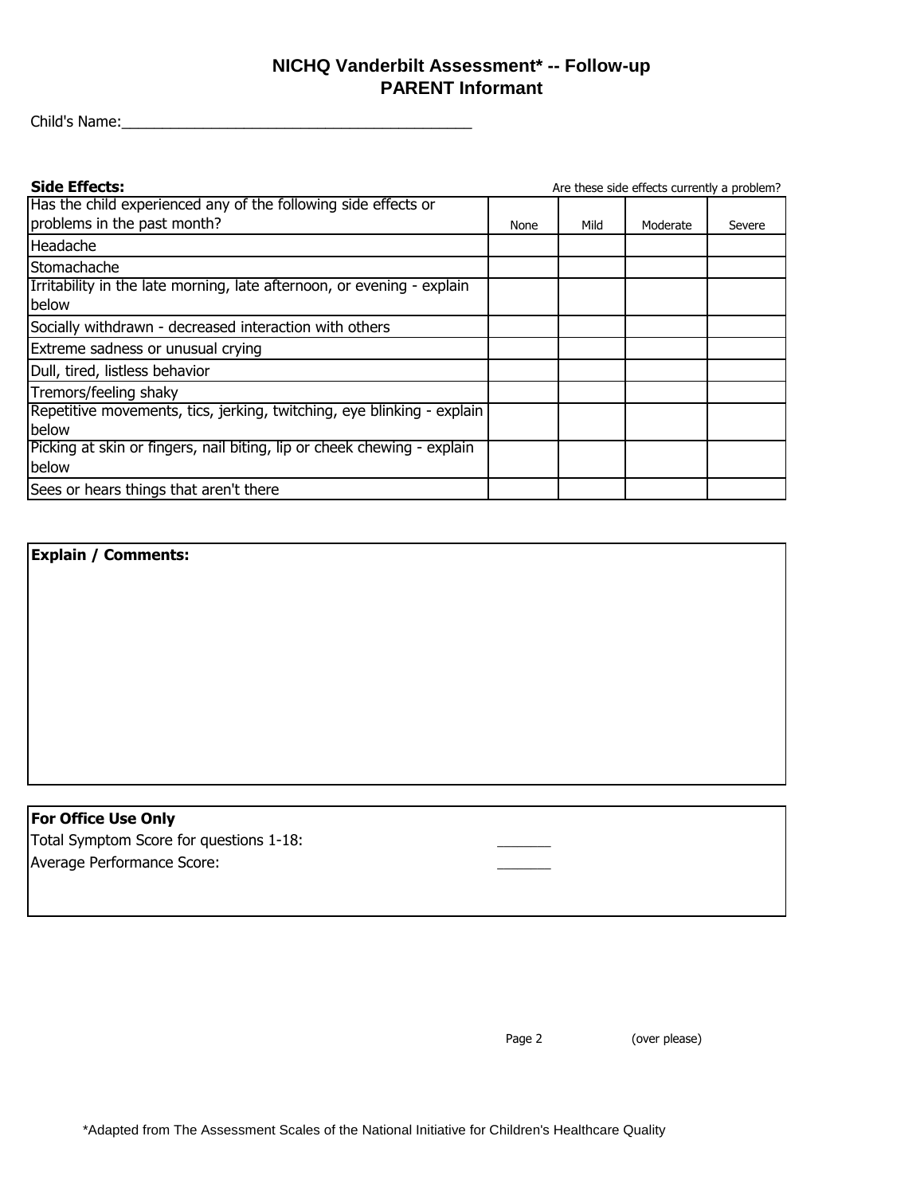# NICHQ Vanderbilt Assessment* -- Follow-up
## PARENT Informant

Child's Name:___________________________________________

**Side Effects:** Are these side effects currently a problem?

| Has the child experienced any of the following side effects or problems in the past month? | None | Mild | Moderate | Severe |
|---|---|---|---|---|
| Headache | | | | |
| Stomachache | | | | |
| Irritability in the late morning, late afternoon, or evening - explain below | | | | |
| Socially withdrawn - decreased interaction with others | | | | |
| Extreme sadness or unusual crying | | | | |
| Dull, tired, listless behavior | | | | |
| Tremors/feeling shaky | | | | |
| Repetitive movements, tics, jerking, twitching, eye blinking - explain below | | | | |
| Picking at skin or fingers, nail biting, lip or cheek chewing - explain below | | | | |
| Sees or hears things that aren't there | | | | |

**Explain / Comments:**

**For Office Use Only**

Total Symptom Score for questions 1-18: _______

Average Performance Score: _______

(over please)

*Adapted from The Assessment Scales of the National Initiative for Children's Healthcare Quality